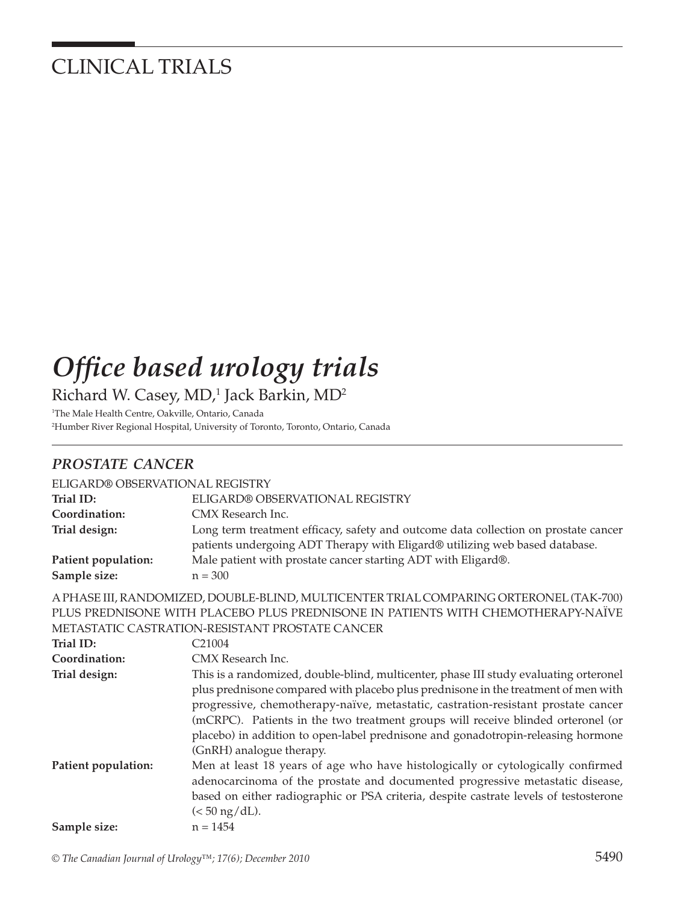# CLINICAL TRIALS

# *Office based urology trials*

Richard W. Casey, MD,[1] Jack Barkin, MD[2]

[1]The Male Health Centre, Oakville, Ontario, Canada
[2]Humber River Regional Hospital, University of Toronto, Toronto, Ontario, Canada

## *PROSTATE CANCER*

ELIGARD® OBSERVATIONAL REGISTRY

**Trial ID:** ELIGARD® OBSERVATIONAL REGISTRY

**Coordination:** CMX Research Inc.

**Trial design:** Long term treatment efficacy, safety and outcome data collection on prostate cancer patients undergoing ADT Therapy with Eligard® utilizing web based database.

**Patient population:** Male patient with prostate cancer starting ADT with Eligard®.

**Sample size:** n = 300

A PHASE III, RANDOMIZED, DOUBLE-BLIND, MULTICENTER TRIAL COMPARING ORTERONEL (TAK-700) PLUS PREDNISONE WITH PLACEBO PLUS PREDNISONE IN PATIENTS WITH CHEMOTHERAPY-NAÏVE METASTATIC CASTRATION-RESISTANT PROSTATE CANCER

**Trial ID:** C21004

**Coordination:** CMX Research Inc.

**Trial design:** This is a randomized, double-blind, multicenter, phase III study evaluating orteronel plus prednisone compared with placebo plus prednisone in the treatment of men with progressive, chemotherapy-naïve, metastatic, castration-resistant prostate cancer (mCRPC). Patients in the two treatment groups will receive blinded orteronel (or placebo) in addition to open-label prednisone and gonadotropin-releasing hormone (GnRH) analogue therapy.

**Patient population:** Men at least 18 years of age who have histologically or cytologically confirmed adenocarcinoma of the prostate and documented progressive metastatic disease, based on either radiographic or PSA criteria, despite castrate levels of testosterone (< 50 ng/dL).

**Sample size:** n = 1454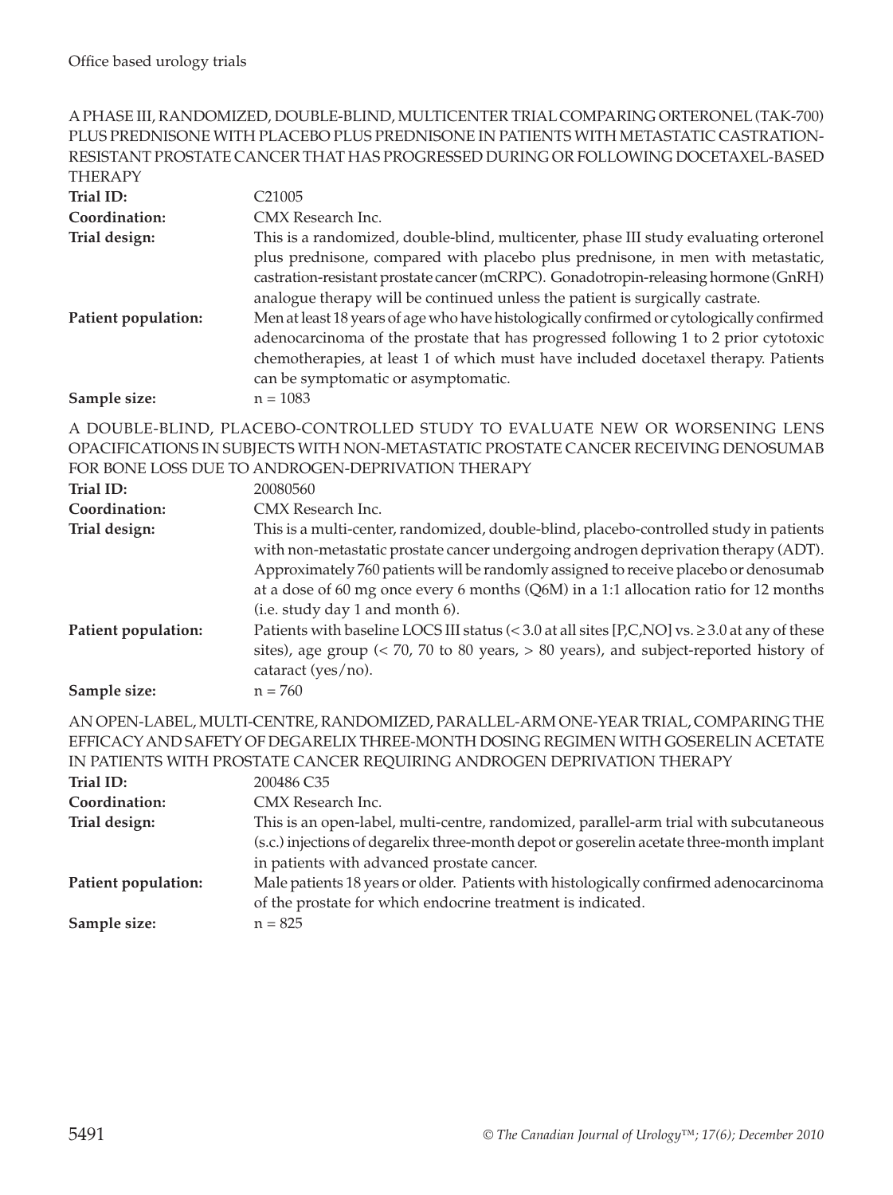## A PHASE III, RANDOMIZED, DOUBLE-BLIND, MULTICENTER TRIAL COMPARING ORTERONEL (TAK-700) PLUS PREDNISONE WITH PLACEBO PLUS PREDNISONE IN PATIENTS WITH METASTATIC CASTRATION-RESISTANT PROSTATE CANCER THAT HAS PROGRESSED DURING OR FOLLOWING DOCETAXEL-BASED THERAPY

**Trial ID:** C21005

**Coordination:** CMX Research Inc.

**Trial design:** This is a randomized, double-blind, multicenter, phase III study evaluating orteronel plus prednisone, compared with placebo plus prednisone, in men with metastatic, castration-resistant prostate cancer (mCRPC). Gonadotropin-releasing hormone (GnRH) analogue therapy will be continued unless the patient is surgically castrate.

**Patient population:** Men at least 18 years of age who have histologically confirmed or cytologically confirmed adenocarcinoma of the prostate that has progressed following 1 to 2 prior cytotoxic chemotherapies, at least 1 of which must have included docetaxel therapy. Patients can be symptomatic or asymptomatic.

**Sample size:** n = 1083

## A DOUBLE-BLIND, PLACEBO-CONTROLLED STUDY TO EVALUATE NEW OR WORSENING LENS OPACIFICATIONS IN SUBJECTS WITH NON-METASTATIC PROSTATE CANCER RECEIVING DENOSUMAB FOR BONE LOSS DUE TO ANDROGEN-DEPRIVATION THERAPY

**Trial ID:** 20080560

**Coordination:** CMX Research Inc.

**Trial design:** This is a multi-center, randomized, double-blind, placebo-controlled study in patients with non-metastatic prostate cancer undergoing androgen deprivation therapy (ADT). Approximately 760 patients will be randomly assigned to receive placebo or denosumab at a dose of 60 mg once every 6 months (Q6M) in a 1:1 allocation ratio for 12 months (i.e. study day 1 and month 6).

**Patient population:** Patients with baseline LOCS III status (< 3.0 at all sites [P,C,NO] vs. ≥ 3.0 at any of these sites), age group (< 70, 70 to 80 years, > 80 years), and subject-reported history of cataract (yes/no).

**Sample size:** n = 760

## AN OPEN-LABEL, MULTI-CENTRE, RANDOMIZED, PARALLEL-ARM ONE-YEAR TRIAL, COMPARING THE EFFICACY AND SAFETY OF DEGARELIX THREE-MONTH DOSING REGIMEN WITH GOSERELIN ACETATE IN PATIENTS WITH PROSTATE CANCER REQUIRING ANDROGEN DEPRIVATION THERAPY

**Trial ID:** 200486 C35

**Coordination:** CMX Research Inc.

**Trial design:** This is an open-label, multi-centre, randomized, parallel-arm trial with subcutaneous (s.c.) injections of degarelix three-month depot or goserelin acetate three-month implant in patients with advanced prostate cancer.

**Patient population:** Male patients 18 years or older. Patients with histologically confirmed adenocarcinoma of the prostate for which endocrine treatment is indicated.

**Sample size:** n = 825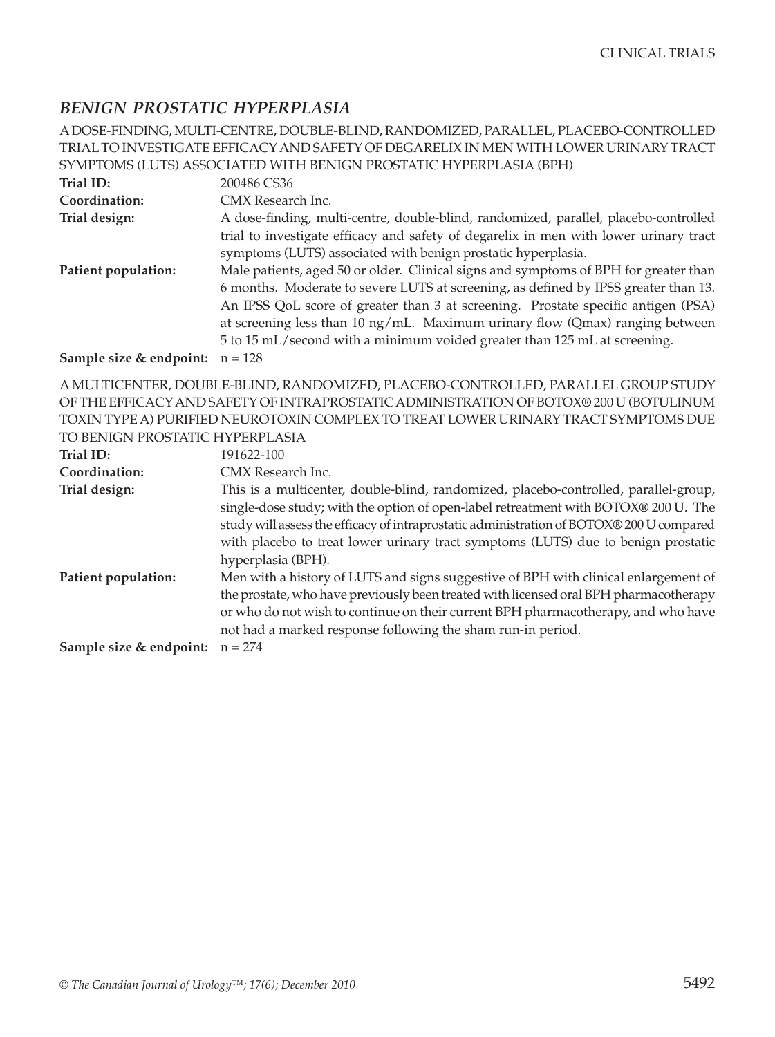## *BENIGN PROSTATIC HYPERPLASIA*

A DOSE-FINDING, MULTI-CENTRE, DOUBLE-BLIND, RANDOMIZED, PARALLEL, PLACEBO-CONTROLLED TRIAL TO INVESTIGATE EFFICACY AND SAFETY OF DEGARELIX IN MEN WITH LOWER URINARY TRACT SYMPTOMS (LUTS) ASSOCIATED WITH BENIGN PROSTATIC HYPERPLASIA (BPH)

**Trial ID:** 200486 CS36

**Coordination:** CMX Research Inc.

**Trial design:** A dose-finding, multi-centre, double-blind, randomized, parallel, placebo-controlled trial to investigate efficacy and safety of degarelix in men with lower urinary tract symptoms (LUTS) associated with benign prostatic hyperplasia.

**Patient population:** Male patients, aged 50 or older. Clinical signs and symptoms of BPH for greater than 6 months. Moderate to severe LUTS at screening, as defined by IPSS greater than 13. An IPSS QoL score of greater than 3 at screening. Prostate specific antigen (PSA) at screening less than 10 ng/mL. Maximum urinary flow (Qmax) ranging between 5 to 15 mL/second with a minimum voided greater than 125 mL at screening.

**Sample size & endpoint:** n = 128

A MULTICENTER, DOUBLE-BLIND, RANDOMIZED, PLACEBO-CONTROLLED, PARALLEL GROUP STUDY OF THE EFFICACY AND SAFETY OF INTRAPROSTATIC ADMINISTRATION OF BOTOX® 200 U (BOTULINUM TOXIN TYPE A) PURIFIED NEUROTOXIN COMPLEX TO TREAT LOWER URINARY TRACT SYMPTOMS DUE TO BENIGN PROSTATIC HYPERPLASIA

**Trial ID:** 191622-100

**Coordination:** CMX Research Inc.

**Trial design:** This is a multicenter, double-blind, randomized, placebo-controlled, parallel-group, single-dose study; with the option of open-label retreatment with BOTOX® 200 U. The study will assess the efficacy of intraprostatic administration of BOTOX® 200 U compared with placebo to treat lower urinary tract symptoms (LUTS) due to benign prostatic hyperplasia (BPH).

**Patient population:** Men with a history of LUTS and signs suggestive of BPH with clinical enlargement of the prostate, who have previously been treated with licensed oral BPH pharmacotherapy or who do not wish to continue on their current BPH pharmacotherapy, and who have not had a marked response following the sham run-in period.

**Sample size & endpoint:** n = 274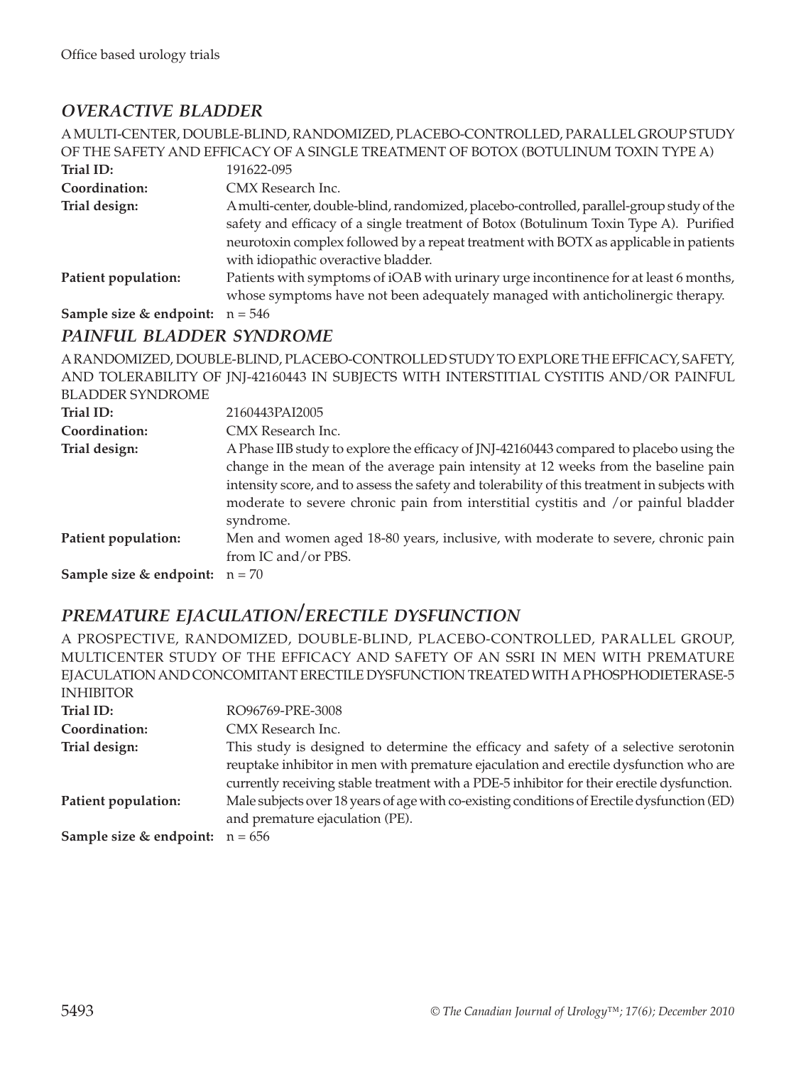## *OVERACTIVE BLADDER*

A MULTI-CENTER, DOUBLE-BLIND, RANDOMIZED, PLACEBO-CONTROLLED, PARALLEL GROUP STUDY OF THE SAFETY AND EFFICACY OF A SINGLE TREATMENT OF BOTOX (BOTULINUM TOXIN TYPE A)

| | |
|---|---|
| **Trial ID:** | 191622-095 |
| **Coordination:** | CMX Research Inc. |
| **Trial design:** | A multi-center, double-blind, randomized, placebo-controlled, parallel-group study of the safety and efficacy of a single treatment of Botox (Botulinum Toxin Type A). Purified neurotoxin complex followed by a repeat treatment with BOTX as applicable in patients with idiopathic overactive bladder. |
| **Patient population:** | Patients with symptoms of iOAB with urinary urge incontinence for at least 6 months, whose symptoms have not been adequately managed with anticholinergic therapy. |
| **Sample size & endpoint:** | n = 546 |

## *PAINFUL BLADDER SYNDROME*

A RANDOMIZED, DOUBLE-BLIND, PLACEBO-CONTROLLED STUDY TO EXPLORE THE EFFICACY, SAFETY, AND TOLERABILITY OF JNJ-42160443 IN SUBJECTS WITH INTERSTITIAL CYSTITIS AND/OR PAINFUL BLADDER SYNDROME

| | |
|---|---|
| **Trial ID:** | 2160443PAI2005 |
| **Coordination:** | CMX Research Inc. |
| **Trial design:** | A Phase IIB study to explore the efficacy of JNJ-42160443 compared to placebo using the change in the mean of the average pain intensity at 12 weeks from the baseline pain intensity score, and to assess the safety and tolerability of this treatment in subjects with moderate to severe chronic pain from interstitial cystitis and /or painful bladder syndrome. |
| **Patient population:** | Men and women aged 18-80 years, inclusive, with moderate to severe, chronic pain from IC and/or PBS. |
| **Sample size & endpoint:** | n = 70 |

## *PREMATURE EJACULATION/ERECTILE DYSFUNCTION*

A PROSPECTIVE, RANDOMIZED, DOUBLE-BLIND, PLACEBO-CONTROLLED, PARALLEL GROUP, MULTICENTER STUDY OF THE EFFICACY AND SAFETY OF AN SSRI IN MEN WITH PREMATURE EJACULATION AND CONCOMITANT ERECTILE DYSFUNCTION TREATED WITH A PHOSPHODIETERASE-5 INHIBITOR

| | |
|---|---|
| **Trial ID:** | RO96769-PRE-3008 |
| **Coordination:** | CMX Research Inc. |
| **Trial design:** | This study is designed to determine the efficacy and safety of a selective serotonin reuptake inhibitor in men with premature ejaculation and erectile dysfunction who are currently receiving stable treatment with a PDE-5 inhibitor for their erectile dysfunction. |
| **Patient population:** | Male subjects over 18 years of age with co-existing conditions of Erectile dysfunction (ED) and premature ejaculation (PE). |
| **Sample size & endpoint:** | n = 656 |